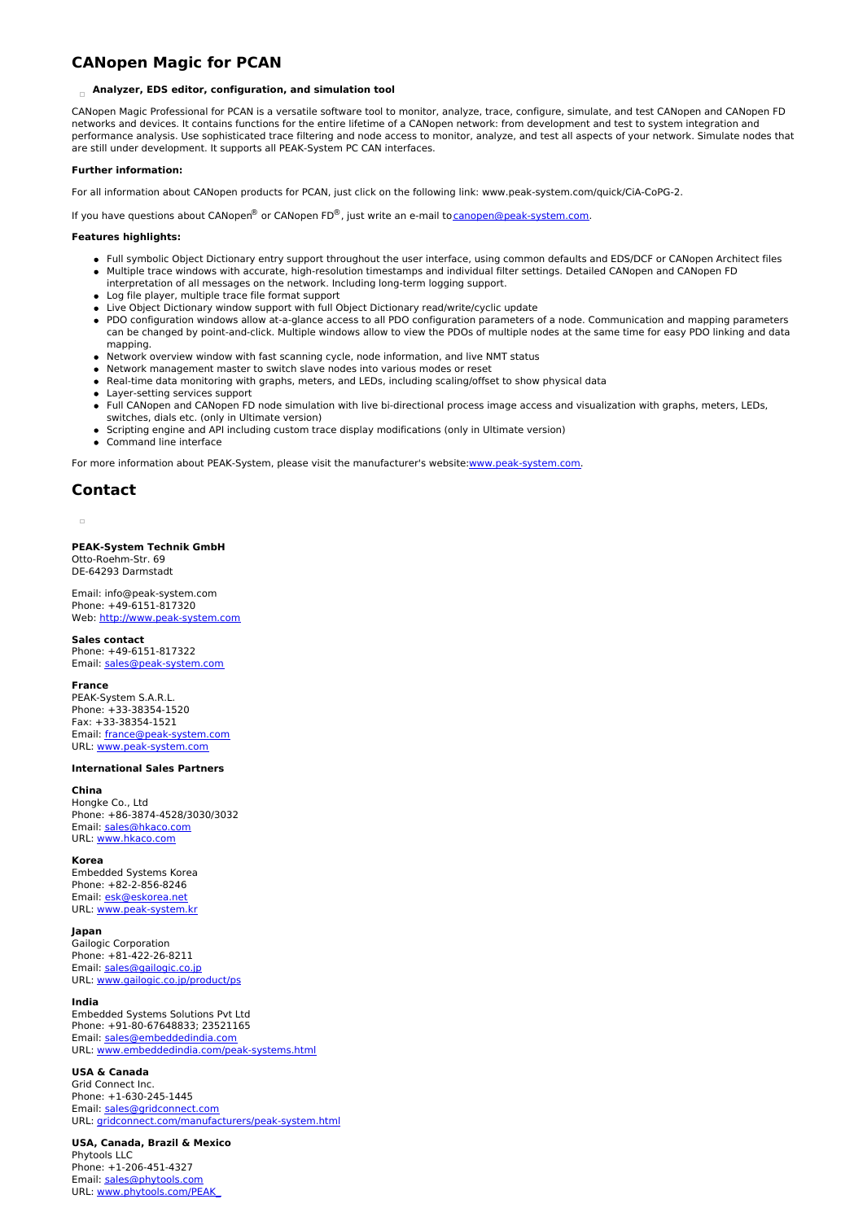# CANopen Magic for PCAN

### Analyzer, EDS editor, configuration, and simulation tool

CANopen Magic Professional for PCAN is a versatile software tool to monitor, analyze, trace, configure, simulate, and test CANopen and CANopen FD networks and devices. It contains functions for the entire lifetime of a CANopen network: from development and test to system integration and performance analysis. Use sophisticated trace filtering and node access to monitor, analyze, and test all aspects of your network. Simulate nodes that are still under development. It supports all PEAK-System PC CAN interfaces.

**Further information:**

For all information about CANopen products for PCAN, just click on the following link: www.peak-system.com/quick/CiA-CoPG-2.

If you have questions about CANopen® or CANopen FD®, just write an e-mail to canopen@peak-system.com.

**Features highlights:**

- Full symbolic Object Dictionary entry support throughout the user interface, using common defaults and EDS/DCF or CANopen Architect files
- Multiple trace windows with accurate, high-resolution timestamps and individual filter settings. Detailed CANopen and CANopen FD interpretation of all messages on the network. Including long-term logging support.
- Log file player, multiple trace file format support
- Live Object Dictionary window support with full Object Dictionary read/write/cyclic update
- PDO configuration windows allow at-a-glance access to all PDO configuration parameters of a node. Communication and mapping parameters can be changed by point-and-click. Multiple windows allow to view the PDOs of multiple nodes at the same time for easy PDO linking and data mapping.
- Network overview window with fast scanning cycle, node information, and live NMT status
- Network management master to switch slave nodes into various modes or reset
- Real-time data monitoring with graphs, meters, and LEDs, including scaling/offset to show physical data
- Layer-setting services support
- Full CANopen and CANopen FD node simulation with live bi-directional process image access and visualization with graphs, meters, LEDs, switches, dials etc. (only in Ultimate version)
- Scripting engine and API including custom trace display modifications (only in Ultimate version)
- Command line interface

For more information about PEAK-System, please visit the manufacturer's website: www.peak-system.com.

## Contact

**PEAK-System Technik GmbH**
Otto-Roehm-Str. 69
DE-64293 Darmstadt

Email: info@peak-system.com
Phone: +49-6151-817320
Web: http://www.peak-system.com

**Sales contact**
Phone: +49-6151-817322
Email: sales@peak-system.com

**France**
PEAK-System S.A.R.L.
Phone: +33-38354-1520
Fax: +33-38354-1521
Email: france@peak-system.com
URL: www.peak-system.com

**International Sales Partners**

**China**
Hongke Co., Ltd
Phone: +86-3874-4528/3030/3032
Email: sales@hkaco.com
URL: www.hkaco.com

**Korea**
Embedded Systems Korea
Phone: +82-2-856-8246
Email: esk@eskorea.net
URL: www.peak-system.kr

**Japan**
Gailogic Corporation
Phone: +81-422-26-8211
Email: sales@gailogic.co.jp
URL: www.gailogic.co.jp/product/ps

**India**
Embedded Systems Solutions Pvt Ltd
Phone: +91-80-67648833; 23521165
Email: sales@embeddedindia.com
URL: www.embeddedindia.com/peak-systems.html

**USA & Canada**
Grid Connect Inc.
Phone: +1-630-245-1445
Email: sales@gridconnect.com
URL: gridconnect.com/manufacturers/peak-system.html

**USA, Canada, Brazil & Mexico**
Phytools LLC
Phone: +1-206-451-4327
Email: sales@phytools.com
URL: www.phytools.com/PEAK_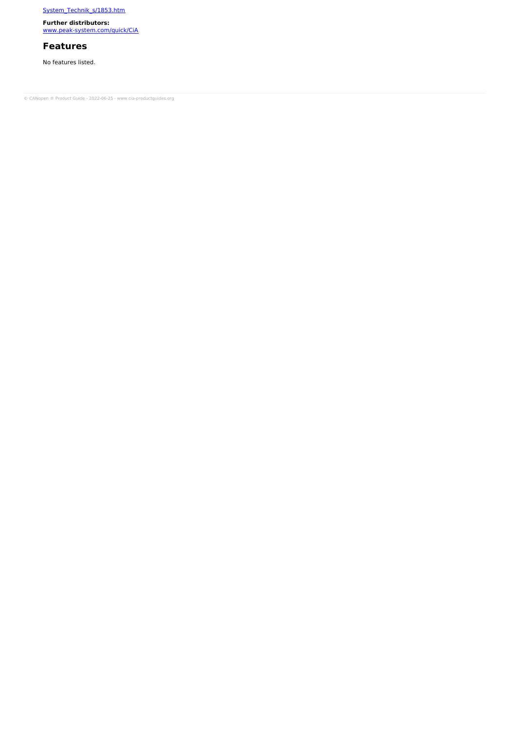System_Technik_s/1853.htm

**Further distributors:**
www.peak-system.com/quick/CiA

## Features

No features listed.